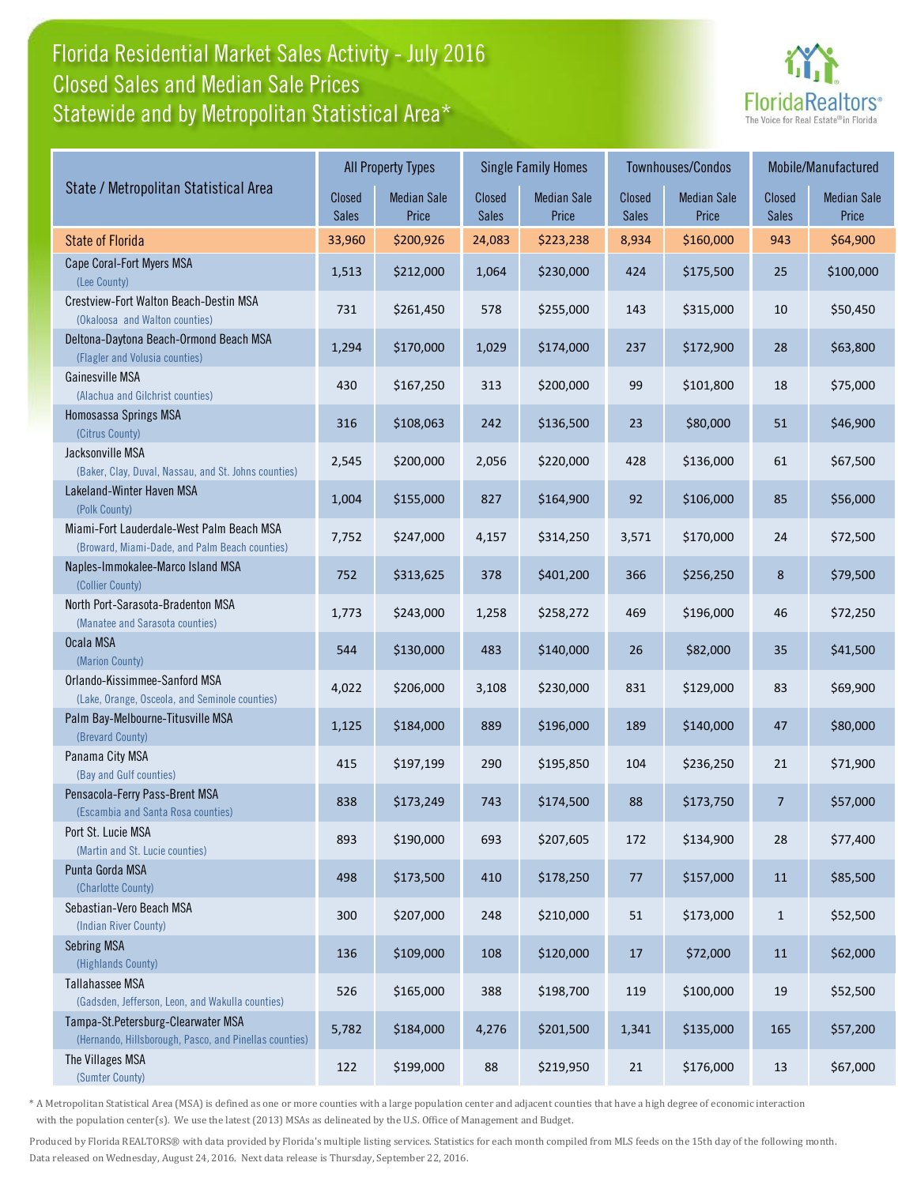# Florida Residential Market Sales Activity - July 2016
## Closed Sales and Median Sale Prices
## Statewide and by Metropolitan Statistical Area*

FloridaRealtors® The Voice for Real Estate® in Florida

| State / Metropolitan Statistical Area | All Property Types | | Single Family Homes | | Townhouses/Condos | | Mobile/Manufactured | |
|---|---|---|---|---|---|---|---|---|
| | Closed Sales | Median Sale Price | Closed Sales | Median Sale Price | Closed Sales | Median Sale Price | Closed Sales | Median Sale Price |
| State of Florida | 33,960 | $200,926 | 24,083 | $223,238 | 8,934 | $160,000 | 943 | $64,900 |
| Cape Coral-Fort Myers MSA (Lee County) | 1,513 | $212,000 | 1,064 | $230,000 | 424 | $175,500 | 25 | $100,000 |
| Crestview-Fort Walton Beach-Destin MSA (Okaloosa and Walton counties) | 731 | $261,450 | 578 | $255,000 | 143 | $315,000 | 10 | $50,450 |
| Deltona-Daytona Beach-Ormond Beach MSA (Flagler and Volusia counties) | 1,294 | $170,000 | 1,029 | $174,000 | 237 | $172,900 | 28 | $63,800 |
| Gainesville MSA (Alachua and Gilchrist counties) | 430 | $167,250 | 313 | $200,000 | 99 | $101,800 | 18 | $75,000 |
| Homosassa Springs MSA (Citrus County) | 316 | $108,063 | 242 | $136,500 | 23 | $80,000 | 51 | $46,900 |
| Jacksonville MSA (Baker, Clay, Duval, Nassau, and St. Johns counties) | 2,545 | $200,000 | 2,056 | $220,000 | 428 | $136,000 | 61 | $67,500 |
| Lakeland-Winter Haven MSA (Polk County) | 1,004 | $155,000 | 827 | $164,900 | 92 | $106,000 | 85 | $56,000 |
| Miami-Fort Lauderdale-West Palm Beach MSA (Broward, Miami-Dade, and Palm Beach counties) | 7,752 | $247,000 | 4,157 | $314,250 | 3,571 | $170,000 | 24 | $72,500 |
| Naples-Immokalee-Marco Island MSA (Collier County) | 752 | $313,625 | 378 | $401,200 | 366 | $256,250 | 8 | $79,500 |
| North Port-Sarasota-Bradenton MSA (Manatee and Sarasota counties) | 1,773 | $243,000 | 1,258 | $258,272 | 469 | $196,000 | 46 | $72,250 |
| Ocala MSA (Marion County) | 544 | $130,000 | 483 | $140,000 | 26 | $82,000 | 35 | $41,500 |
| Orlando-Kissimmee-Sanford MSA (Lake, Orange, Osceola, and Seminole counties) | 4,022 | $206,000 | 3,108 | $230,000 | 831 | $129,000 | 83 | $69,900 |
| Palm Bay-Melbourne-Titusville MSA (Brevard County) | 1,125 | $184,000 | 889 | $196,000 | 189 | $140,000 | 47 | $80,000 |
| Panama City MSA (Bay and Gulf counties) | 415 | $197,199 | 290 | $195,850 | 104 | $236,250 | 21 | $71,900 |
| Pensacola-Ferry Pass-Brent MSA (Escambia and Santa Rosa counties) | 838 | $173,249 | 743 | $174,500 | 88 | $173,750 | 7 | $57,000 |
| Port St. Lucie MSA (Martin and St. Lucie counties) | 893 | $190,000 | 693 | $207,605 | 172 | $134,900 | 28 | $77,400 |
| Punta Gorda MSA (Charlotte County) | 498 | $173,500 | 410 | $178,250 | 77 | $157,000 | 11 | $85,500 |
| Sebastian-Vero Beach MSA (Indian River County) | 300 | $207,000 | 248 | $210,000 | 51 | $173,000 | 1 | $52,500 |
| Sebring MSA (Highlands County) | 136 | $109,000 | 108 | $120,000 | 17 | $72,000 | 11 | $62,000 |
| Tallahassee MSA (Gadsden, Jefferson, Leon, and Wakulla counties) | 526 | $165,000 | 388 | $198,700 | 119 | $100,000 | 19 | $52,500 |
| Tampa-St.Petersburg-Clearwater MSA (Hernando, Hillsborough, Pasco, and Pinellas counties) | 5,782 | $184,000 | 4,276 | $201,500 | 1,341 | $135,000 | 165 | $57,200 |
| The Villages MSA (Sumter County) | 122 | $199,000 | 88 | $219,950 | 21 | $176,000 | 13 | $67,000 |

* A Metropolitan Statistical Area (MSA) is defined as one or more counties with a large population center and adjacent counties that have a high degree of economic interaction with the population center(s). We use the latest (2013) MSAs as delineated by the U.S. Office of Management and Budget.

Produced by Florida REALTORS® with data provided by Florida's multiple listing services. Statistics for each month compiled from MLS feeds on the 15th day of the following month. Data released on Wednesday, August 24, 2016. Next data release is Thursday, September 22, 2016.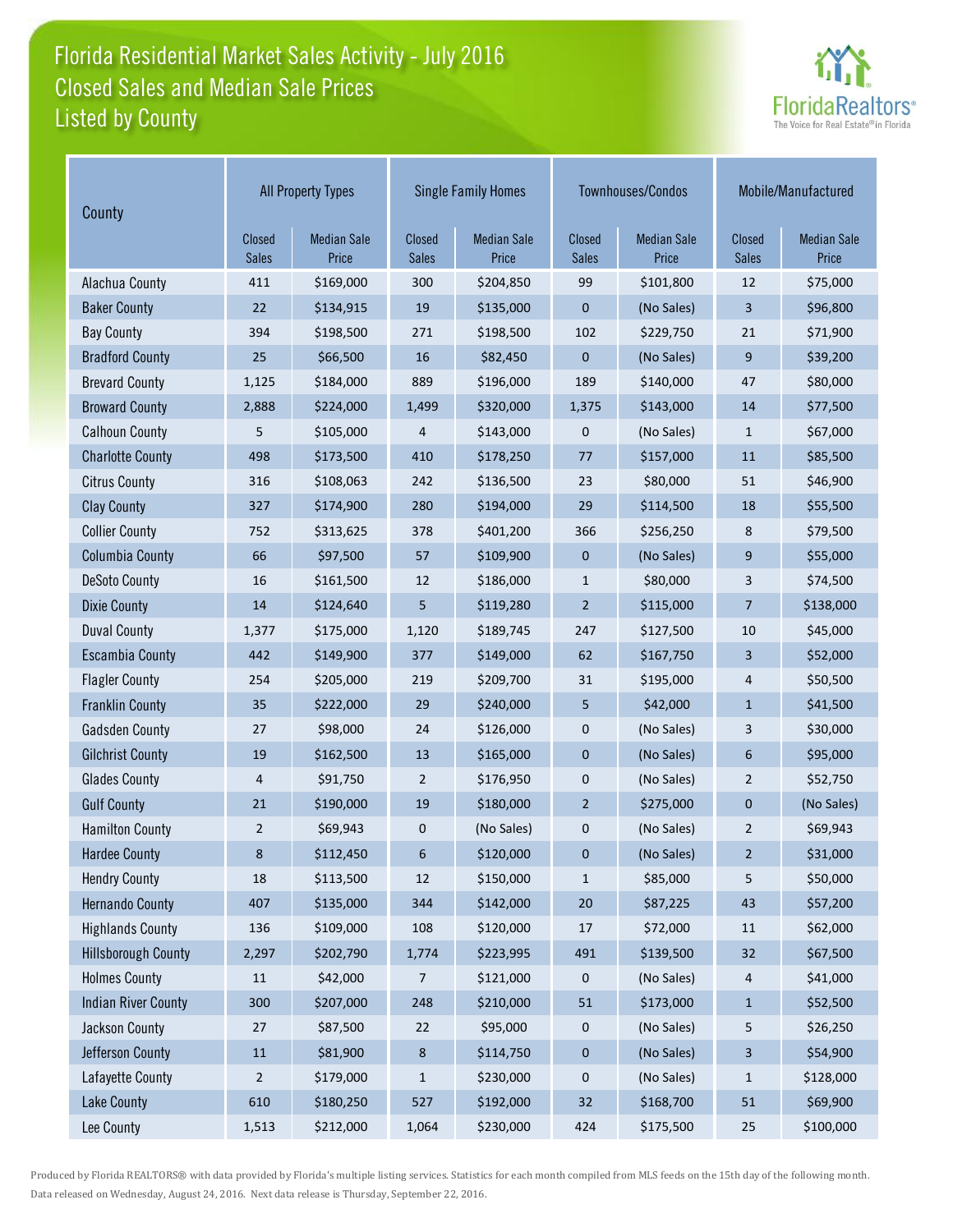# Florida Residential Market Sales Activity - July 2016
## Closed Sales and Median Sale Prices
## Listed by County

| County | All Property Types | | Single Family Homes | | Townhouses/Condos | | Mobile/Manufactured | |
|---|---|---|---|---|---|---|---|---|
| | Closed Sales | Median Sale Price | Closed Sales | Median Sale Price | Closed Sales | Median Sale Price | Closed Sales | Median Sale Price |
| Alachua County | 411 | $169,000 | 300 | $204,850 | 99 | $101,800 | 12 | $75,000 |
| Baker County | 22 | $134,915 | 19 | $135,000 | 0 | (No Sales) | 3 | $96,800 |
| Bay County | 394 | $198,500 | 271 | $198,500 | 102 | $229,750 | 21 | $71,900 |
| Bradford County | 25 | $66,500 | 16 | $82,450 | 0 | (No Sales) | 9 | $39,200 |
| Brevard County | 1,125 | $184,000 | 889 | $196,000 | 189 | $140,000 | 47 | $80,000 |
| Broward County | 2,888 | $224,000 | 1,499 | $320,000 | 1,375 | $143,000 | 14 | $77,500 |
| Calhoun County | 5 | $105,000 | 4 | $143,000 | 0 | (No Sales) | 1 | $67,000 |
| Charlotte County | 498 | $173,500 | 410 | $178,250 | 77 | $157,000 | 11 | $85,500 |
| Citrus County | 316 | $108,063 | 242 | $136,500 | 23 | $80,000 | 51 | $46,900 |
| Clay County | 327 | $174,900 | 280 | $194,000 | 29 | $114,500 | 18 | $55,500 |
| Collier County | 752 | $313,625 | 378 | $401,200 | 366 | $256,250 | 8 | $79,500 |
| Columbia County | 66 | $97,500 | 57 | $109,900 | 0 | (No Sales) | 9 | $55,000 |
| DeSoto County | 16 | $161,500 | 12 | $186,000 | 1 | $80,000 | 3 | $74,500 |
| Dixie County | 14 | $124,640 | 5 | $119,280 | 2 | $115,000 | 7 | $138,000 |
| Duval County | 1,377 | $175,000 | 1,120 | $189,745 | 247 | $127,500 | 10 | $45,000 |
| Escambia County | 442 | $149,900 | 377 | $149,000 | 62 | $167,750 | 3 | $52,000 |
| Flagler County | 254 | $205,000 | 219 | $209,700 | 31 | $195,000 | 4 | $50,500 |
| Franklin County | 35 | $222,000 | 29 | $240,000 | 5 | $42,000 | 1 | $41,500 |
| Gadsden County | 27 | $98,000 | 24 | $126,000 | 0 | (No Sales) | 3 | $30,000 |
| Gilchrist County | 19 | $162,500 | 13 | $165,000 | 0 | (No Sales) | 6 | $95,000 |
| Glades County | 4 | $91,750 | 2 | $176,950 | 0 | (No Sales) | 2 | $52,750 |
| Gulf County | 21 | $190,000 | 19 | $180,000 | 2 | $275,000 | 0 | (No Sales) |
| Hamilton County | 2 | $69,943 | 0 | (No Sales) | 0 | (No Sales) | 2 | $69,943 |
| Hardee County | 8 | $112,450 | 6 | $120,000 | 0 | (No Sales) | 2 | $31,000 |
| Hendry County | 18 | $113,500 | 12 | $150,000 | 1 | $85,000 | 5 | $50,000 |
| Hernando County | 407 | $135,000 | 344 | $142,000 | 20 | $87,225 | 43 | $57,200 |
| Highlands County | 136 | $109,000 | 108 | $120,000 | 17 | $72,000 | 11 | $62,000 |
| Hillsborough County | 2,297 | $202,790 | 1,774 | $223,995 | 491 | $139,500 | 32 | $67,500 |
| Holmes County | 11 | $42,000 | 7 | $121,000 | 0 | (No Sales) | 4 | $41,000 |
| Indian River County | 300 | $207,000 | 248 | $210,000 | 51 | $173,000 | 1 | $52,500 |
| Jackson County | 27 | $87,500 | 22 | $95,000 | 0 | (No Sales) | 5 | $26,250 |
| Jefferson County | 11 | $81,900 | 8 | $114,750 | 0 | (No Sales) | 3 | $54,900 |
| Lafayette County | 2 | $179,000 | 1 | $230,000 | 0 | (No Sales) | 1 | $128,000 |
| Lake County | 610 | $180,250 | 527 | $192,000 | 32 | $168,700 | 51 | $69,900 |
| Lee County | 1,513 | $212,000 | 1,064 | $230,000 | 424 | $175,500 | 25 | $100,000 |

Produced by Florida REALTORS® with data provided by Florida's multiple listing services. Statistics for each month compiled from MLS feeds on the 15th day of the following month. Data released on Wednesday, August 24, 2016. Next data release is Thursday, September 22, 2016.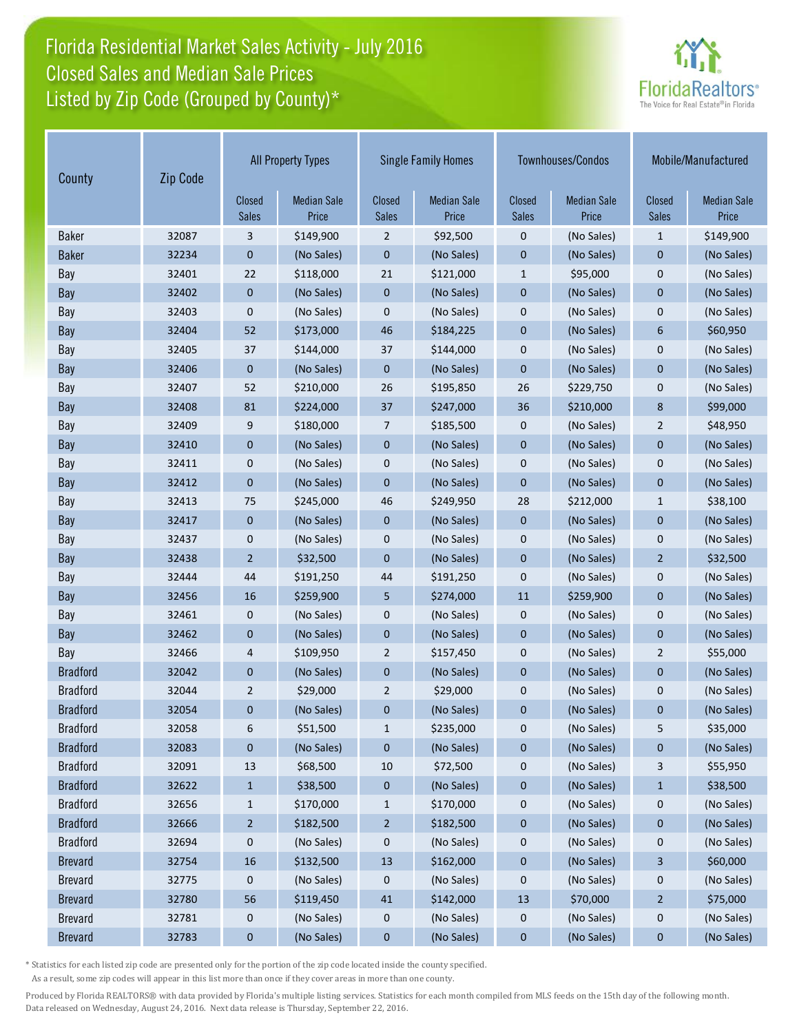# Florida Residential Market Sales Activity - July 2016
## Closed Sales and Median Sale Prices
## Listed by Zip Code (Grouped by County)*

| County | Zip Code | All Property Types | | Single Family Homes | | Townhouses/Condos | | Mobile/Manufactured | |
|---|---|---|---|---|---|---|---|---|---|
| | | Closed Sales | Median Sale Price | Closed Sales | Median Sale Price | Closed Sales | Median Sale Price | Closed Sales | Median Sale Price |
| Baker | 32087 | 3 | $149,900 | 2 | $92,500 | 0 | (No Sales) | 1 | $149,900 |
| Baker | 32234 | 0 | (No Sales) | 0 | (No Sales) | 0 | (No Sales) | 0 | (No Sales) |
| Bay | 32401 | 22 | $118,000 | 21 | $121,000 | 1 | $95,000 | 0 | (No Sales) |
| Bay | 32402 | 0 | (No Sales) | 0 | (No Sales) | 0 | (No Sales) | 0 | (No Sales) |
| Bay | 32403 | 0 | (No Sales) | 0 | (No Sales) | 0 | (No Sales) | 0 | (No Sales) |
| Bay | 32404 | 52 | $173,000 | 46 | $184,225 | 0 | (No Sales) | 6 | $60,950 |
| Bay | 32405 | 37 | $144,000 | 37 | $144,000 | 0 | (No Sales) | 0 | (No Sales) |
| Bay | 32406 | 0 | (No Sales) | 0 | (No Sales) | 0 | (No Sales) | 0 | (No Sales) |
| Bay | 32407 | 52 | $210,000 | 26 | $195,850 | 26 | $229,750 | 0 | (No Sales) |
| Bay | 32408 | 81 | $224,000 | 37 | $247,000 | 36 | $210,000 | 8 | $99,000 |
| Bay | 32409 | 9 | $180,000 | 7 | $185,500 | 0 | (No Sales) | 2 | $48,950 |
| Bay | 32410 | 0 | (No Sales) | 0 | (No Sales) | 0 | (No Sales) | 0 | (No Sales) |
| Bay | 32411 | 0 | (No Sales) | 0 | (No Sales) | 0 | (No Sales) | 0 | (No Sales) |
| Bay | 32412 | 0 | (No Sales) | 0 | (No Sales) | 0 | (No Sales) | 0 | (No Sales) |
| Bay | 32413 | 75 | $245,000 | 46 | $249,950 | 28 | $212,000 | 1 | $38,100 |
| Bay | 32417 | 0 | (No Sales) | 0 | (No Sales) | 0 | (No Sales) | 0 | (No Sales) |
| Bay | 32437 | 0 | (No Sales) | 0 | (No Sales) | 0 | (No Sales) | 0 | (No Sales) |
| Bay | 32438 | 2 | $32,500 | 0 | (No Sales) | 0 | (No Sales) | 2 | $32,500 |
| Bay | 32444 | 44 | $191,250 | 44 | $191,250 | 0 | (No Sales) | 0 | (No Sales) |
| Bay | 32456 | 16 | $259,900 | 5 | $274,000 | 11 | $259,900 | 0 | (No Sales) |
| Bay | 32461 | 0 | (No Sales) | 0 | (No Sales) | 0 | (No Sales) | 0 | (No Sales) |
| Bay | 32462 | 0 | (No Sales) | 0 | (No Sales) | 0 | (No Sales) | 0 | (No Sales) |
| Bay | 32466 | 4 | $109,950 | 2 | $157,450 | 0 | (No Sales) | 2 | $55,000 |
| Bradford | 32042 | 0 | (No Sales) | 0 | (No Sales) | 0 | (No Sales) | 0 | (No Sales) |
| Bradford | 32044 | 2 | $29,000 | 2 | $29,000 | 0 | (No Sales) | 0 | (No Sales) |
| Bradford | 32054 | 0 | (No Sales) | 0 | (No Sales) | 0 | (No Sales) | 0 | (No Sales) |
| Bradford | 32058 | 6 | $51,500 | 1 | $235,000 | 0 | (No Sales) | 5 | $35,000 |
| Bradford | 32083 | 0 | (No Sales) | 0 | (No Sales) | 0 | (No Sales) | 0 | (No Sales) |
| Bradford | 32091 | 13 | $68,500 | 10 | $72,500 | 0 | (No Sales) | 3 | $55,950 |
| Bradford | 32622 | 1 | $38,500 | 0 | (No Sales) | 0 | (No Sales) | 1 | $38,500 |
| Bradford | 32656 | 1 | $170,000 | 1 | $170,000 | 0 | (No Sales) | 0 | (No Sales) |
| Bradford | 32666 | 2 | $182,500 | 2 | $182,500 | 0 | (No Sales) | 0 | (No Sales) |
| Bradford | 32694 | 0 | (No Sales) | 0 | (No Sales) | 0 | (No Sales) | 0 | (No Sales) |
| Brevard | 32754 | 16 | $132,500 | 13 | $162,000 | 0 | (No Sales) | 3 | $60,000 |
| Brevard | 32775 | 0 | (No Sales) | 0 | (No Sales) | 0 | (No Sales) | 0 | (No Sales) |
| Brevard | 32780 | 56 | $119,450 | 41 | $142,000 | 13 | $70,000 | 2 | $75,000 |
| Brevard | 32781 | 0 | (No Sales) | 0 | (No Sales) | 0 | (No Sales) | 0 | (No Sales) |
| Brevard | 32783 | 0 | (No Sales) | 0 | (No Sales) | 0 | (No Sales) | 0 | (No Sales) |

* Statistics for each listed zip code are presented only for the portion of the zip code located inside the county specified. As a result, some zip codes will appear in this list more than once if they cover areas in more than one county.

Produced by Florida REALTORS® with data provided by Florida's multiple listing services. Statistics for each month compiled from MLS feeds on the 15th day of the following month. Data released on Wednesday, August 24, 2016. Next data release is Thursday, September 22, 2016.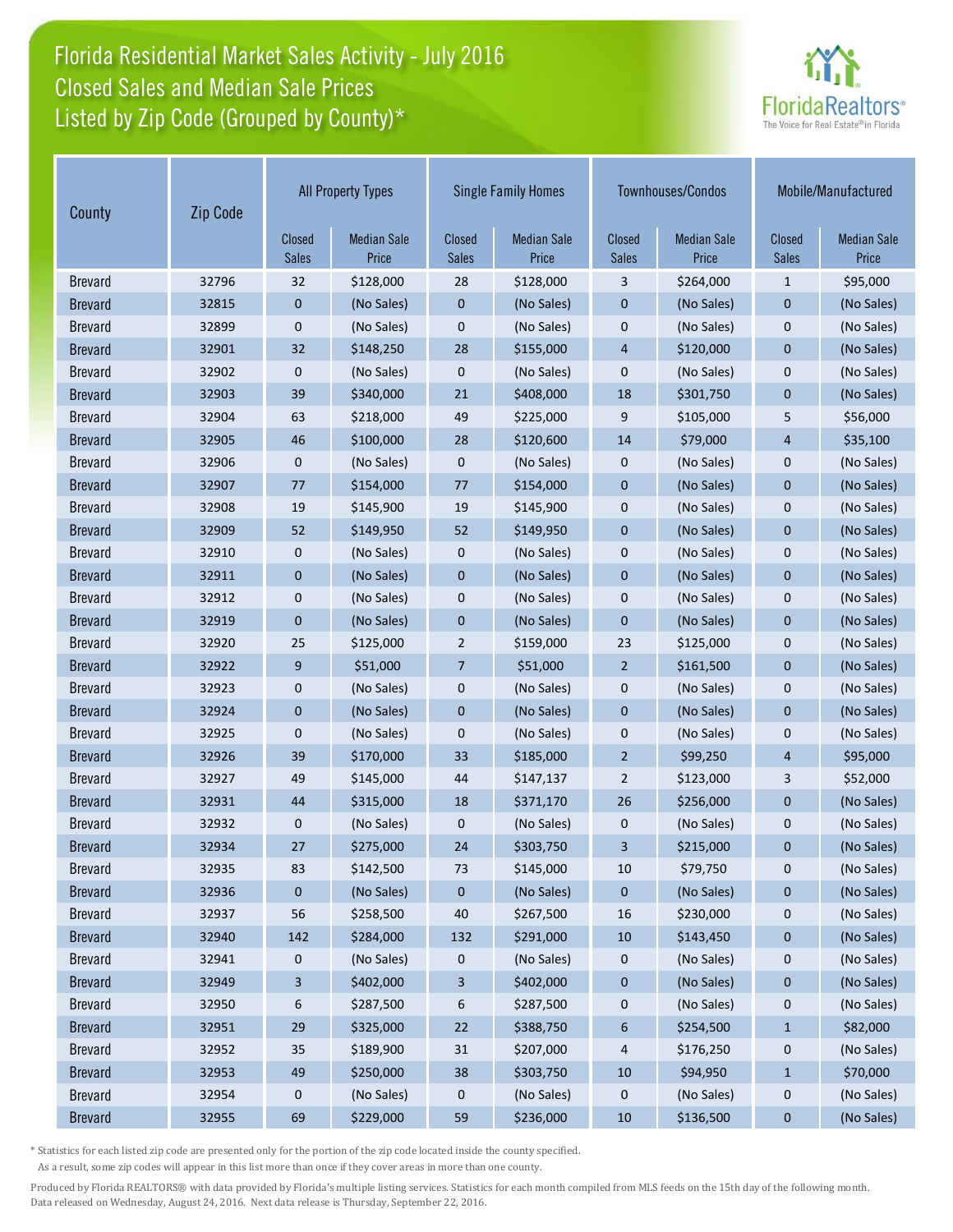# Florida Residential Market Sales Activity - July 2016
## Closed Sales and Median Sale Prices
## Listed by Zip Code (Grouped by County)*

| County | Zip Code | All Property Types | | Single Family Homes | | Townhouses/Condos | | Mobile/Manufactured | |
|---|---|---|---|---|---|---|---|---|---|
| | | Closed Sales | Median Sale Price | Closed Sales | Median Sale Price | Closed Sales | Median Sale Price | Closed Sales | Median Sale Price |
| Brevard | 32796 | 32 | $128,000 | 28 | $128,000 | 3 | $264,000 | 1 | $95,000 |
| Brevard | 32815 | 0 | (No Sales) | 0 | (No Sales) | 0 | (No Sales) | 0 | (No Sales) |
| Brevard | 32899 | 0 | (No Sales) | 0 | (No Sales) | 0 | (No Sales) | 0 | (No Sales) |
| Brevard | 32901 | 32 | $148,250 | 28 | $155,000 | 4 | $120,000 | 0 | (No Sales) |
| Brevard | 32902 | 0 | (No Sales) | 0 | (No Sales) | 0 | (No Sales) | 0 | (No Sales) |
| Brevard | 32903 | 39 | $340,000 | 21 | $408,000 | 18 | $301,750 | 0 | (No Sales) |
| Brevard | 32904 | 63 | $218,000 | 49 | $225,000 | 9 | $105,000 | 5 | $56,000 |
| Brevard | 32905 | 46 | $100,000 | 28 | $120,600 | 14 | $79,000 | 4 | $35,100 |
| Brevard | 32906 | 0 | (No Sales) | 0 | (No Sales) | 0 | (No Sales) | 0 | (No Sales) |
| Brevard | 32907 | 77 | $154,000 | 77 | $154,000 | 0 | (No Sales) | 0 | (No Sales) |
| Brevard | 32908 | 19 | $145,900 | 19 | $145,900 | 0 | (No Sales) | 0 | (No Sales) |
| Brevard | 32909 | 52 | $149,950 | 52 | $149,950 | 0 | (No Sales) | 0 | (No Sales) |
| Brevard | 32910 | 0 | (No Sales) | 0 | (No Sales) | 0 | (No Sales) | 0 | (No Sales) |
| Brevard | 32911 | 0 | (No Sales) | 0 | (No Sales) | 0 | (No Sales) | 0 | (No Sales) |
| Brevard | 32912 | 0 | (No Sales) | 0 | (No Sales) | 0 | (No Sales) | 0 | (No Sales) |
| Brevard | 32919 | 0 | (No Sales) | 0 | (No Sales) | 0 | (No Sales) | 0 | (No Sales) |
| Brevard | 32920 | 25 | $125,000 | 2 | $159,000 | 23 | $125,000 | 0 | (No Sales) |
| Brevard | 32922 | 9 | $51,000 | 7 | $51,000 | 2 | $161,500 | 0 | (No Sales) |
| Brevard | 32923 | 0 | (No Sales) | 0 | (No Sales) | 0 | (No Sales) | 0 | (No Sales) |
| Brevard | 32924 | 0 | (No Sales) | 0 | (No Sales) | 0 | (No Sales) | 0 | (No Sales) |
| Brevard | 32925 | 0 | (No Sales) | 0 | (No Sales) | 0 | (No Sales) | 0 | (No Sales) |
| Brevard | 32926 | 39 | $170,000 | 33 | $185,000 | 2 | $99,250 | 4 | $95,000 |
| Brevard | 32927 | 49 | $145,000 | 44 | $147,137 | 2 | $123,000 | 3 | $52,000 |
| Brevard | 32931 | 44 | $315,000 | 18 | $371,170 | 26 | $256,000 | 0 | (No Sales) |
| Brevard | 32932 | 0 | (No Sales) | 0 | (No Sales) | 0 | (No Sales) | 0 | (No Sales) |
| Brevard | 32934 | 27 | $275,000 | 24 | $303,750 | 3 | $215,000 | 0 | (No Sales) |
| Brevard | 32935 | 83 | $142,500 | 73 | $145,000 | 10 | $79,750 | 0 | (No Sales) |
| Brevard | 32936 | 0 | (No Sales) | 0 | (No Sales) | 0 | (No Sales) | 0 | (No Sales) |
| Brevard | 32937 | 56 | $258,500 | 40 | $267,500 | 16 | $230,000 | 0 | (No Sales) |
| Brevard | 32940 | 142 | $284,000 | 132 | $291,000 | 10 | $143,450 | 0 | (No Sales) |
| Brevard | 32941 | 0 | (No Sales) | 0 | (No Sales) | 0 | (No Sales) | 0 | (No Sales) |
| Brevard | 32949 | 3 | $402,000 | 3 | $402,000 | 0 | (No Sales) | 0 | (No Sales) |
| Brevard | 32950 | 6 | $287,500 | 6 | $287,500 | 0 | (No Sales) | 0 | (No Sales) |
| Brevard | 32951 | 29 | $325,000 | 22 | $388,750 | 6 | $254,500 | 1 | $82,000 |
| Brevard | 32952 | 35 | $189,900 | 31 | $207,000 | 4 | $176,250 | 0 | (No Sales) |
| Brevard | 32953 | 49 | $250,000 | 38 | $303,750 | 10 | $94,950 | 1 | $70,000 |
| Brevard | 32954 | 0 | (No Sales) | 0 | (No Sales) | 0 | (No Sales) | 0 | (No Sales) |
| Brevard | 32955 | 69 | $229,000 | 59 | $236,000 | 10 | $136,500 | 0 | (No Sales) |

* Statistics for each listed zip code are presented only for the portion of the zip code located inside the county specified. As a result, some zip codes will appear in this list more than once if they cover areas in more than one county.

Produced by Florida REALTORS® with data provided by Florida's multiple listing services. Statistics for each month compiled from MLS feeds on the 15th day of the following month. Data released on Wednesday, August 24, 2016. Next data release is Thursday, September 22, 2016.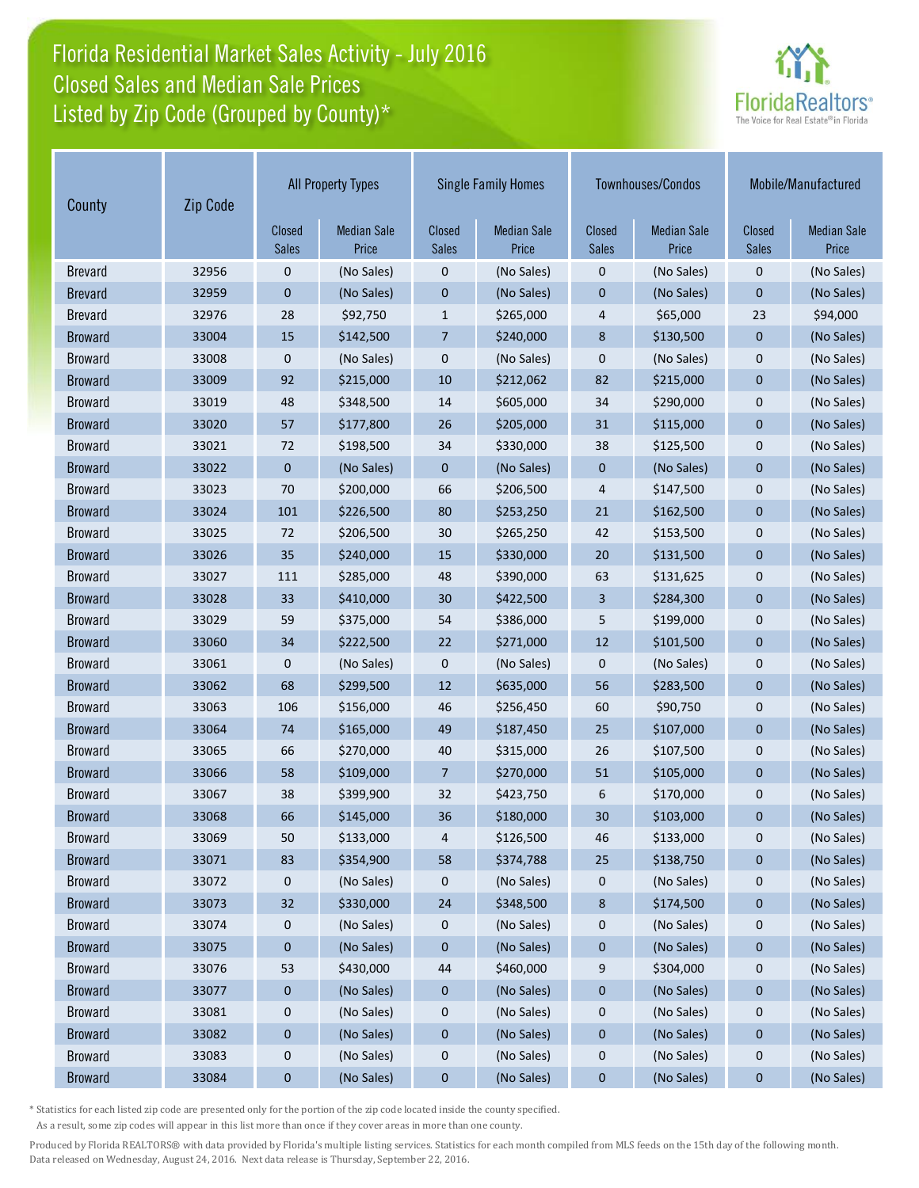# Florida Residential Market Sales Activity - July 2016
## Closed Sales and Median Sale Prices
## Listed by Zip Code (Grouped by County)*

| County | Zip Code | All Property Types | | Single Family Homes | | Townhouses/Condos | | Mobile/Manufactured | |
|---|---|---|---|---|---|---|---|---|---|
| | | Closed Sales | Median Sale Price | Closed Sales | Median Sale Price | Closed Sales | Median Sale Price | Closed Sales | Median Sale Price |
| Brevard | 32956 | 0 | (No Sales) | 0 | (No Sales) | 0 | (No Sales) | 0 | (No Sales) |
| Brevard | 32959 | 0 | (No Sales) | 0 | (No Sales) | 0 | (No Sales) | 0 | (No Sales) |
| Brevard | 32976 | 28 | $92,750 | 1 | $265,000 | 4 | $65,000 | 23 | $94,000 |
| Broward | 33004 | 15 | $142,500 | 7 | $240,000 | 8 | $130,500 | 0 | (No Sales) |
| Broward | 33008 | 0 | (No Sales) | 0 | (No Sales) | 0 | (No Sales) | 0 | (No Sales) |
| Broward | 33009 | 92 | $215,000 | 10 | $212,062 | 82 | $215,000 | 0 | (No Sales) |
| Broward | 33019 | 48 | $348,500 | 14 | $605,000 | 34 | $290,000 | 0 | (No Sales) |
| Broward | 33020 | 57 | $177,800 | 26 | $205,000 | 31 | $115,000 | 0 | (No Sales) |
| Broward | 33021 | 72 | $198,500 | 34 | $330,000 | 38 | $125,500 | 0 | (No Sales) |
| Broward | 33022 | 0 | (No Sales) | 0 | (No Sales) | 0 | (No Sales) | 0 | (No Sales) |
| Broward | 33023 | 70 | $200,000 | 66 | $206,500 | 4 | $147,500 | 0 | (No Sales) |
| Broward | 33024 | 101 | $226,500 | 80 | $253,250 | 21 | $162,500 | 0 | (No Sales) |
| Broward | 33025 | 72 | $206,500 | 30 | $265,250 | 42 | $153,500 | 0 | (No Sales) |
| Broward | 33026 | 35 | $240,000 | 15 | $330,000 | 20 | $131,500 | 0 | (No Sales) |
| Broward | 33027 | 111 | $285,000 | 48 | $390,000 | 63 | $131,625 | 0 | (No Sales) |
| Broward | 33028 | 33 | $410,000 | 30 | $422,500 | 3 | $284,300 | 0 | (No Sales) |
| Broward | 33029 | 59 | $375,000 | 54 | $386,000 | 5 | $199,000 | 0 | (No Sales) |
| Broward | 33060 | 34 | $222,500 | 22 | $271,000 | 12 | $101,500 | 0 | (No Sales) |
| Broward | 33061 | 0 | (No Sales) | 0 | (No Sales) | 0 | (No Sales) | 0 | (No Sales) |
| Broward | 33062 | 68 | $299,500 | 12 | $635,000 | 56 | $283,500 | 0 | (No Sales) |
| Broward | 33063 | 106 | $156,000 | 46 | $256,450 | 60 | $90,750 | 0 | (No Sales) |
| Broward | 33064 | 74 | $165,000 | 49 | $187,450 | 25 | $107,000 | 0 | (No Sales) |
| Broward | 33065 | 66 | $270,000 | 40 | $315,000 | 26 | $107,500 | 0 | (No Sales) |
| Broward | 33066 | 58 | $109,000 | 7 | $270,000 | 51 | $105,000 | 0 | (No Sales) |
| Broward | 33067 | 38 | $399,900 | 32 | $423,750 | 6 | $170,000 | 0 | (No Sales) |
| Broward | 33068 | 66 | $145,000 | 36 | $180,000 | 30 | $103,000 | 0 | (No Sales) |
| Broward | 33069 | 50 | $133,000 | 4 | $126,500 | 46 | $133,000 | 0 | (No Sales) |
| Broward | 33071 | 83 | $354,900 | 58 | $374,788 | 25 | $138,750 | 0 | (No Sales) |
| Broward | 33072 | 0 | (No Sales) | 0 | (No Sales) | 0 | (No Sales) | 0 | (No Sales) |
| Broward | 33073 | 32 | $330,000 | 24 | $348,500 | 8 | $174,500 | 0 | (No Sales) |
| Broward | 33074 | 0 | (No Sales) | 0 | (No Sales) | 0 | (No Sales) | 0 | (No Sales) |
| Broward | 33075 | 0 | (No Sales) | 0 | (No Sales) | 0 | (No Sales) | 0 | (No Sales) |
| Broward | 33076 | 53 | $430,000 | 44 | $460,000 | 9 | $304,000 | 0 | (No Sales) |
| Broward | 33077 | 0 | (No Sales) | 0 | (No Sales) | 0 | (No Sales) | 0 | (No Sales) |
| Broward | 33081 | 0 | (No Sales) | 0 | (No Sales) | 0 | (No Sales) | 0 | (No Sales) |
| Broward | 33082 | 0 | (No Sales) | 0 | (No Sales) | 0 | (No Sales) | 0 | (No Sales) |
| Broward | 33083 | 0 | (No Sales) | 0 | (No Sales) | 0 | (No Sales) | 0 | (No Sales) |
| Broward | 33084 | 0 | (No Sales) | 0 | (No Sales) | 0 | (No Sales) | 0 | (No Sales) |

\* Statistics for each listed zip code are presented only for the portion of the zip code located inside the county specified. As a result, some zip codes will appear in this list more than once if they cover areas in more than one county.

Produced by Florida REALTORS® with data provided by Florida's multiple listing services. Statistics for each month compiled from MLS feeds on the 15th day of the following month. Data released on Wednesday, August 24, 2016. Next data release is Thursday, September 22, 2016.